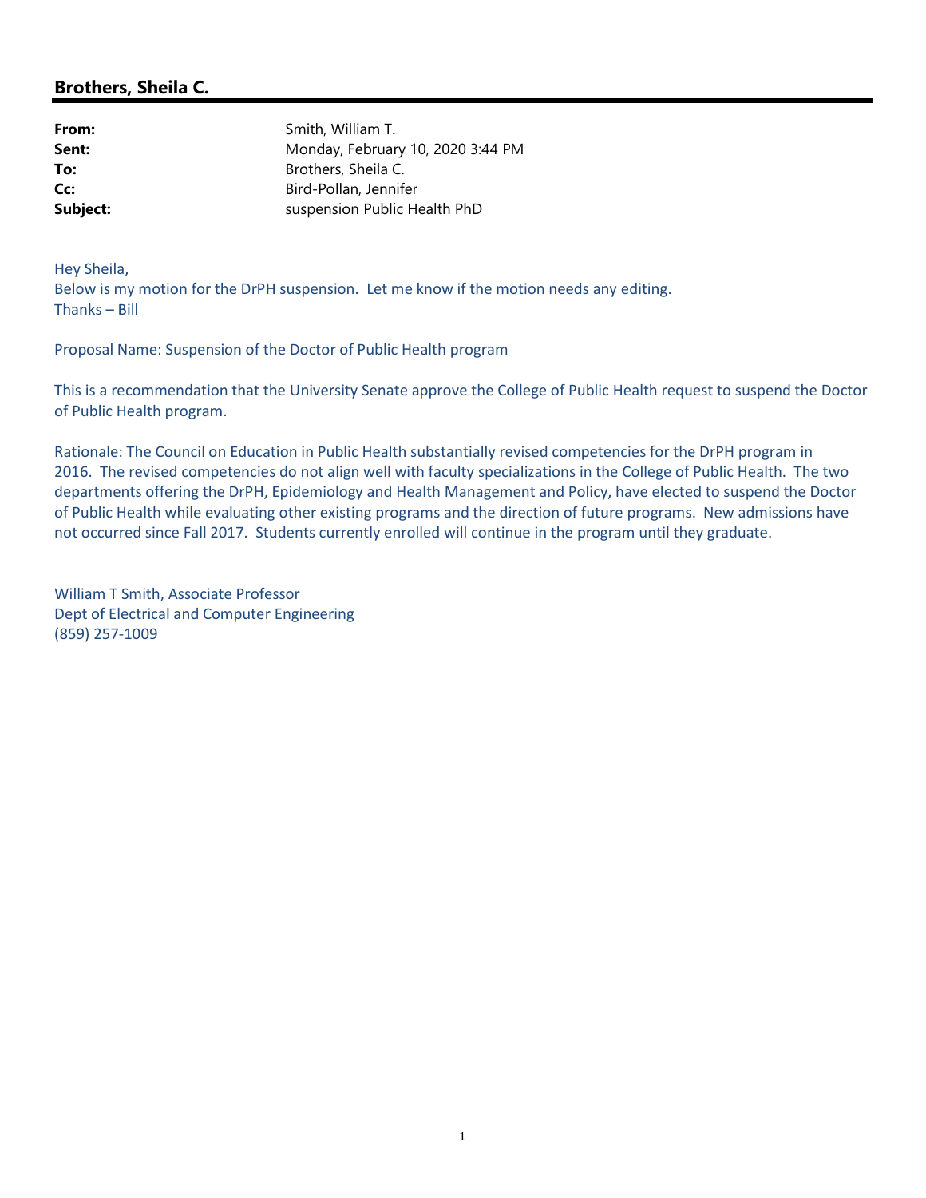## Brothers, Sheila C.

| | |
|---|---|
| **From:** | Smith, William T. |
| **Sent:** | Monday, February 10, 2020 3:44 PM |
| **To:** | Brothers, Sheila C. |
| **Cc:** | Bird-Pollan, Jennifer |
| **Subject:** | suspension Public Health PhD |

Hey Sheila,
Below is my motion for the DrPH suspension. Let me know if the motion needs any editing.
Thanks – Bill

Proposal Name: Suspension of the Doctor of Public Health program

This is a recommendation that the University Senate approve the College of Public Health request to suspend the Doctor of Public Health program.

Rationale: The Council on Education in Public Health substantially revised competencies for the DrPH program in 2016. The revised competencies do not align well with faculty specializations in the College of Public Health. The two departments offering the DrPH, Epidemiology and Health Management and Policy, have elected to suspend the Doctor of Public Health while evaluating other existing programs and the direction of future programs. New admissions have not occurred since Fall 2017. Students currently enrolled will continue in the program until they graduate.

William T Smith, Associate Professor
Dept of Electrical and Computer Engineering
(859) 257-1009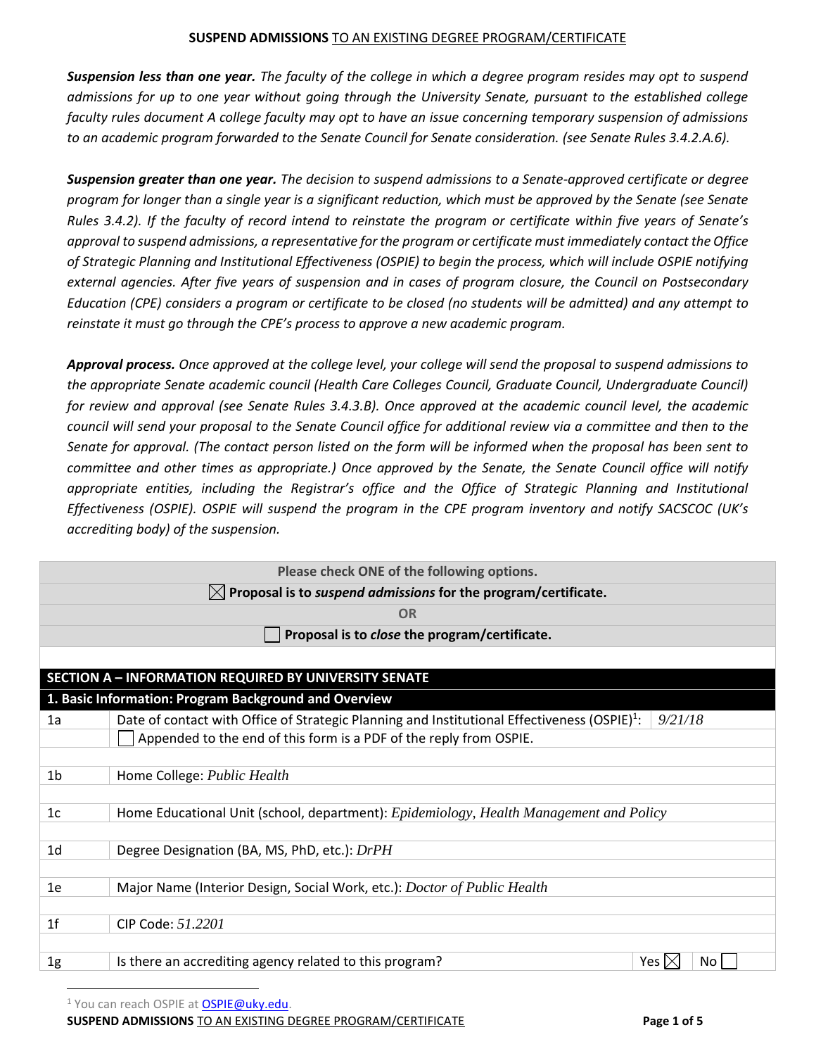## SUSPEND ADMISSIONS TO AN EXISTING DEGREE PROGRAM/CERTIFICATE

***Suspension less than one year.*** *The faculty of the college in which a degree program resides may opt to suspend admissions for up to one year without going through the University Senate, pursuant to the established college faculty rules document A college faculty may opt to have an issue concerning temporary suspension of admissions to an academic program forwarded to the Senate Council for Senate consideration. (see Senate Rules 3.4.2.A.6).*

***Suspension greater than one year.*** *The decision to suspend admissions to a Senate-approved certificate or degree program for longer than a single year is a significant reduction, which must be approved by the Senate (see Senate Rules 3.4.2). If the faculty of record intend to reinstate the program or certificate within five years of Senate's approval to suspend admissions, a representative for the program or certificate must immediately contact the Office of Strategic Planning and Institutional Effectiveness (OSPIE) to begin the process, which will include OSPIE notifying external agencies. After five years of suspension and in cases of program closure, the Council on Postsecondary Education (CPE) considers a program or certificate to be closed (no students will be admitted) and any attempt to reinstate it must go through the CPE's process to approve a new academic program.*

***Approval process.*** *Once approved at the college level, your college will send the proposal to suspend admissions to the appropriate Senate academic council (Health Care Colleges Council, Graduate Council, Undergraduate Council) for review and approval (see Senate Rules 3.4.3.B). Once approved at the academic council level, the academic council will send your proposal to the Senate Council office for additional review via a committee and then to the Senate for approval. (The contact person listed on the form will be informed when the proposal has been sent to committee and other times as appropriate.) Once approved by the Senate, the Senate Council office will notify appropriate entities, including the Registrar's office and the Office of Strategic Planning and Institutional Effectiveness (OSPIE). OSPIE will suspend the program in the CPE program inventory and notify SACSCOC (UK's accrediting body) of the suspension.*

**Please check ONE of the following options.**

☒ **Proposal is to *suspend admissions* for the program/certificate.**

**OR**

☐ **Proposal is to *close* the program/certificate.**

### SECTION A – INFORMATION REQUIRED BY UNIVERSITY SENATE

#### 1. Basic Information: Program Background and Overview

| | | |
|---|---|---|
| 1a | Date of contact with Office of Strategic Planning and Institutional Effectiveness (OSPIE)[1]: | *9/21/18* |
| | ☐ Appended to the end of this form is a PDF of the reply from OSPIE. | |
| 1b | Home College: *Public Health* | |
| 1c | Home Educational Unit (school, department): *Epidemiology, Health Management and Policy* | |
| 1d | Degree Designation (BA, MS, PhD, etc.): *DrPH* | |
| 1e | Major Name (Interior Design, Social Work, etc.): *Doctor of Public Health* | |
| 1f | CIP Code: *51.2201* | |
| 1g | Is there an accrediting agency related to this program? | Yes ☒ No ☐ |

[1] You can reach OSPIE at OSPIE@uky.edu.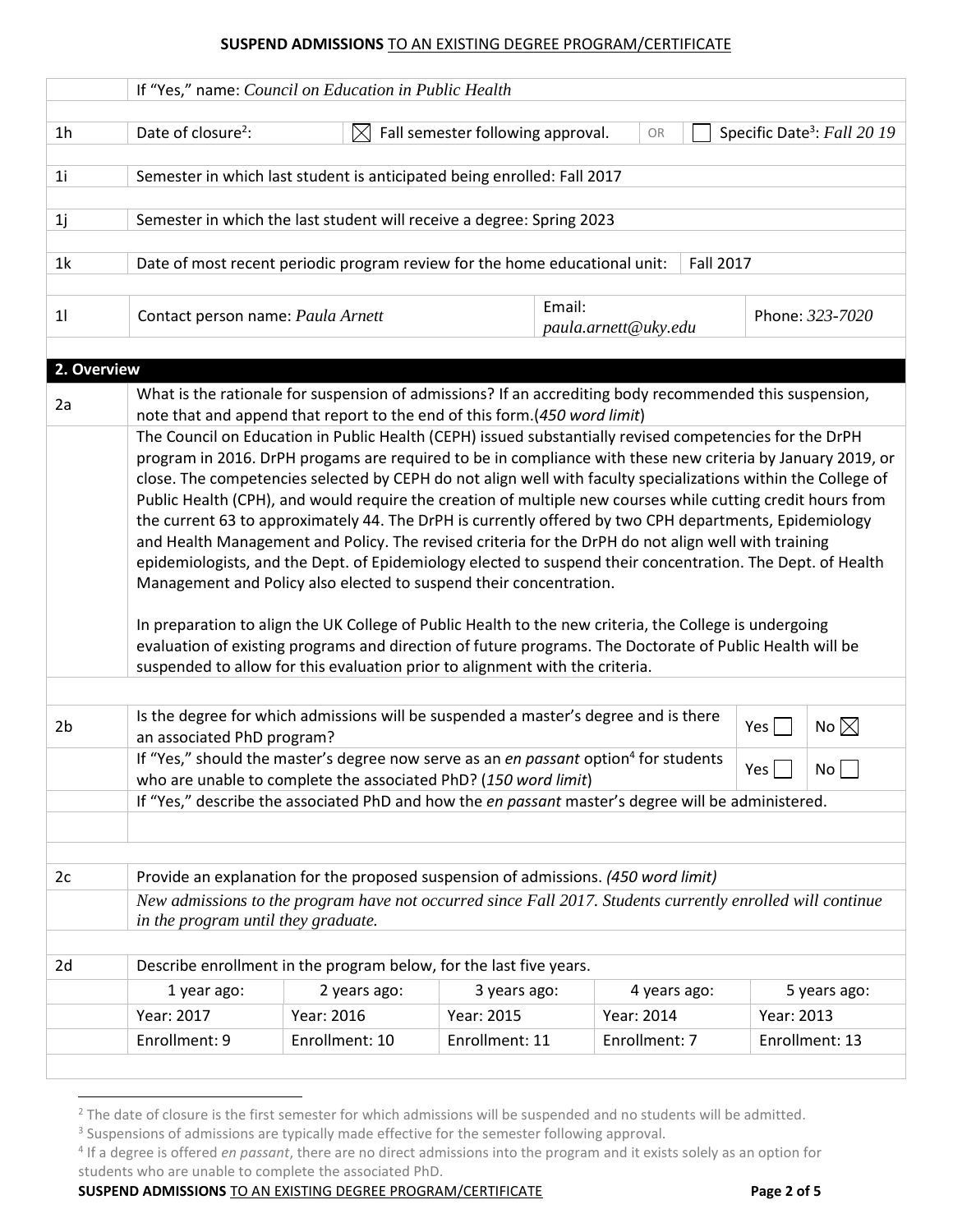## SUSPEND ADMISSIONS TO AN EXISTING DEGREE PROGRAM/CERTIFICATE

| | |
|---|---|
| | If "Yes," name: *Council on Education in Public Health* |
| 1h | Date of closure[2]: ☒ Fall semester following approval. OR ☐ Specific Date[3]: *Fall 20 19* |
| 1i | Semester in which last student is anticipated being enrolled: Fall 2017 |
| 1j | Semester in which the last student will receive a degree: Spring 2023 |
| 1k | Date of most recent periodic program review for the home educational unit: Fall 2017 |
| 1l | Contact person name: *Paula Arnett* — Email: *paula.arnett@uky.edu* — Phone: *323-7020* |

### 2. Overview

**2a** What is the rationale for suspension of admissions? If an accrediting body recommended this suspension, note that and append that report to the end of this form.(*450 word limit*)

The Council on Education in Public Health (CEPH) issued substantially revised competencies for the DrPH program in 2016. DrPH progams are required to be in compliance with these new criteria by January 2019, or close. The competencies selected by CEPH do not align well with faculty specializations within the College of Public Health (CPH), and would require the creation of multiple new courses while cutting credit hours from the current 63 to approximately 44. The DrPH is currently offered by two CPH departments, Epidemiology and Health Management and Policy. The revised criteria for the DrPH do not align well with training epidemiologists, and the Dept. of Epidemiology elected to suspend their concentration. The Dept. of Health Management and Policy also elected to suspend their concentration.

In preparation to align the UK College of Public Health to the new criteria, the College is undergoing evaluation of existing programs and direction of future programs. The Doctorate of Public Health will be suspended to allow for this evaluation prior to alignment with the criteria.

**2b** Is the degree for which admissions will be suspended a master's degree and is there an associated PhD program? Yes ☐ No ☒

If "Yes," should the master's degree now serve as an *en passant* option[4] for students who are unable to complete the associated PhD? (*150 word limit*) Yes ☐ No ☐

If "Yes," describe the associated PhD and how the *en passant* master's degree will be administered.

**2c** Provide an explanation for the proposed suspension of admissions. *(450 word limit)*

*New admissions to the program have not occurred since Fall 2017. Students currently enrolled will continue in the program until they graduate.*

**2d** Describe enrollment in the program below, for the last five years.

| 1 year ago: | 2 years ago: | 3 years ago: | 4 years ago: | 5 years ago: |
|---|---|---|---|---|
| Year: 2017 | Year: 2016 | Year: 2015 | Year: 2014 | Year: 2013 |
| Enrollment: 9 | Enrollment: 10 | Enrollment: 11 | Enrollment: 7 | Enrollment: 13 |

[2] The date of closure is the first semester for which admissions will be suspended and no students will be admitted.

[3] Suspensions of admissions are typically made effective for the semester following approval.

[4] If a degree is offered *en passant*, there are no direct admissions into the program and it exists solely as an option for students who are unable to complete the associated PhD.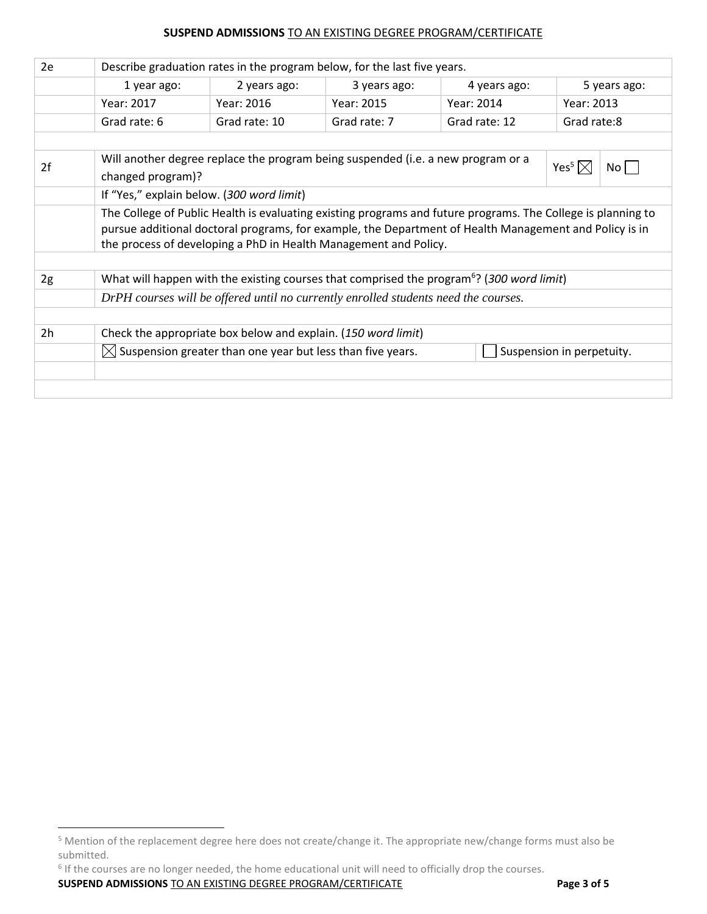| 2e | Describe graduation rates in the program below, for the last five years. | | | | |
|---|---|---|---|---|---|
| | 1 year ago: | 2 years ago: | 3 years ago: | 4 years ago: | 5 years ago: |
| | Year: 2017 | Year: 2016 | Year: 2015 | Year: 2014 | Year: 2013 |
| | Grad rate: 6 | Grad rate: 10 | Grad rate: 7 | Grad rate: 12 | Grad rate:8 |

| 2f | Will another degree replace the program being suspended (i.e. a new program or a changed program)? | Yes[5] ☒ | No ☐ |
|---|---|---|---|
| | If "Yes," explain below. (*300 word limit*) | | |
| | The College of Public Health is evaluating existing programs and future programs. The College is planning to pursue additional doctoral programs, for example, the Department of Health Management and Policy is in the process of developing a PhD in Health Management and Policy. | | |

| 2g | What will happen with the existing courses that comprised the program[6]? (*300 word limit*) |
|---|---|
| | *DrPH courses will be offered until no currently enrolled students need the courses.* |

| 2h | Check the appropriate box below and explain. (*150 word limit*) | |
|---|---|---|
| | ☒ Suspension greater than one year but less than five years. | ☐ Suspension in perpetuity. |
| | | |

[5] Mention of the replacement degree here does not create/change it. The appropriate new/change forms must also be submitted.

[6] If the courses are no longer needed, the home educational unit will need to officially drop the courses.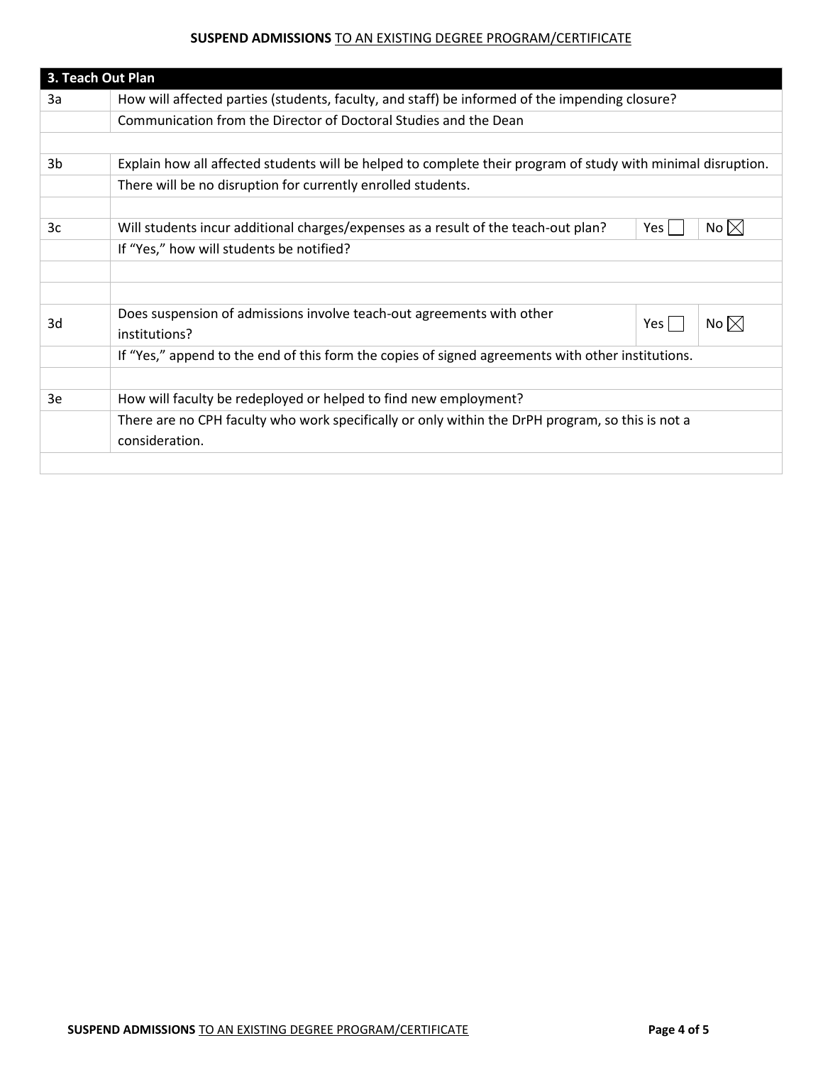| 3. Teach Out Plan | | | |
|---|---|---|---|
| 3a | How will affected parties (students, faculty, and staff) be informed of the impending closure? | | |
| | Communication from the Director of Doctoral Studies and the Dean | | |
| | | | |
| 3b | Explain how all affected students will be helped to complete their program of study with minimal disruption. | | |
| | There will be no disruption for currently enrolled students. | | |
| | | | |
| 3c | Will students incur additional charges/expenses as a result of the teach-out plan? | Yes ☐ | No ☒ |
| | If "Yes," how will students be notified? | | |
| | | | |
| | | | |
| 3d | Does suspension of admissions involve teach-out agreements with other institutions? | Yes ☐ | No ☒ |
| | If "Yes," append to the end of this form the copies of signed agreements with other institutions. | | |
| | | | |
| 3e | How will faculty be redeployed or helped to find new employment? | | |
| | There are no CPH faculty who work specifically or only within the DrPH program, so this is not a consideration. | | |
| | | | |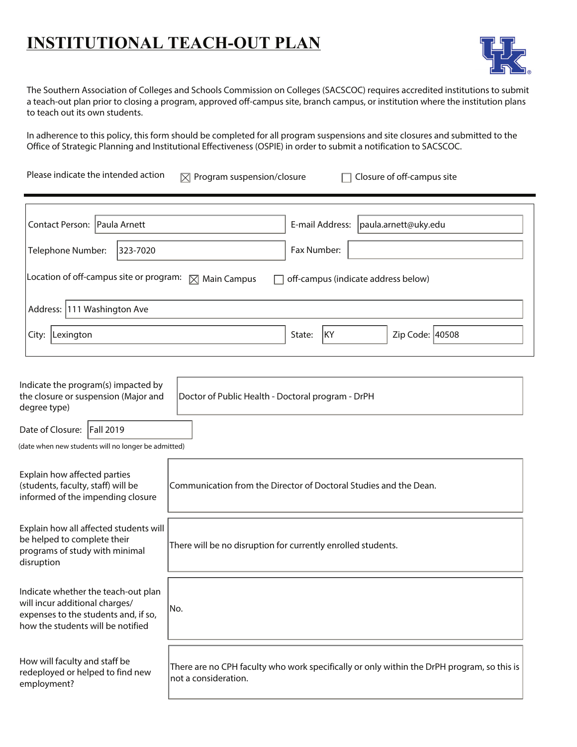# INSTITUTIONAL TEACH-OUT PLAN

The Southern Association of Colleges and Schools Commission on Colleges (SACSCOC) requires accredited institutions to submit a teach-out plan prior to closing a program, approved off-campus site, branch campus, or institution where the institution plans to teach out its own students.

In adherence to this policy, this form should be completed for all program suspensions and site closures and submitted to the Office of Strategic Planning and Institutional Effectiveness (OSPIE) in order to submit a notification to SACSCOC.

Please indicate the intended action ☒ Program suspension/closure ☐ Closure of off-campus site

---

| | | | |
|---|---|---|---|
| Contact Person: | Paula Arnett | E-mail Address: | paula.arnett@uky.edu |
| Telephone Number: | 323-7020 | Fax Number: | |

Location of off-campus site or program: ☒ Main Campus ☐ off-campus (indicate address below)

Address: 111 Washington Ave

City: Lexington State: KY Zip Code: 40508

| | |
|---|---|
| Indicate the program(s) impacted by the closure or suspension (Major and degree type) | Doctor of Public Health - Doctoral program - DrPH |
| Date of Closure: (date when new students will no longer be admitted) | Fall 2019 |
| Explain how affected parties (students, faculty, staff) will be informed of the impending closure | Communication from the Director of Doctoral Studies and the Dean. |
| Explain how all affected students will be helped to complete their programs of study with minimal disruption | There will be no disruption for currently enrolled students. |
| Indicate whether the teach-out plan will incur additional charges/ expenses to the students and, if so, how the students will be notified | No. |
| How will faculty and staff be redeployed or helped to find new employment? | There are no CPH faculty who work specifically or only within the DrPH program, so this is not a consideration. |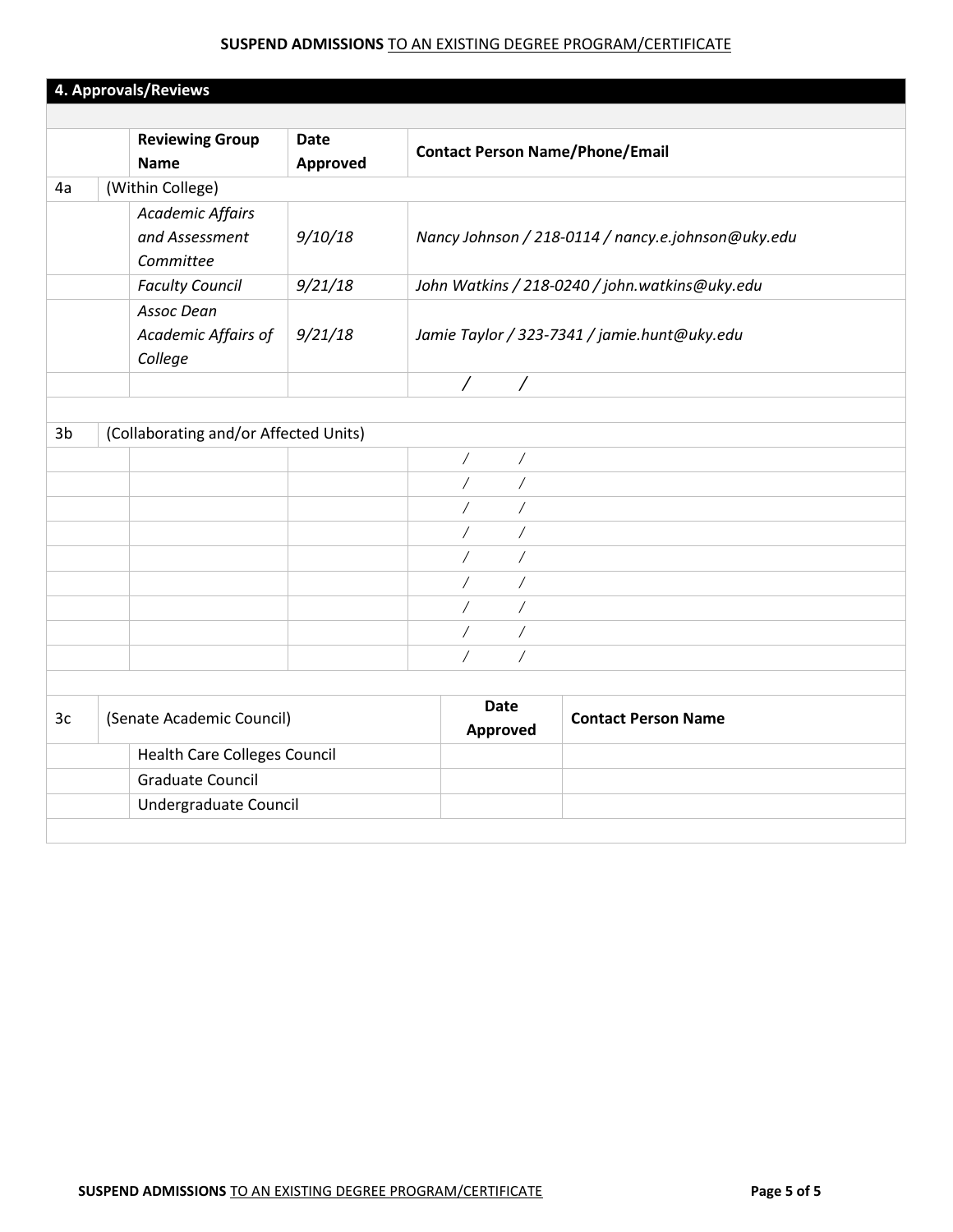## 4. Approvals/Reviews

| | | Reviewing Group Name | Date Approved | Contact Person Name/Phone/Email |
|---|---|---|---|---|
| 4a | (Within College) | | | |
| | | *Academic Affairs and Assessment Committee* | *9/10/18* | *Nancy Johnson / 218-0114 / nancy.e.johnson@uky.edu* |
| | | *Faculty Council* | *9/21/18* | *John Watkins / 218-0240 / john.watkins@uky.edu* |
| | | *Assoc Dean Academic Affairs of College* | *9/21/18* | *Jamie Taylor / 323-7341 / jamie.hunt@uky.edu* |
| | | | | / / |
| | | | | |
| 3b | (Collaborating and/or Affected Units) | | | |
| | | | | / / |
| | | | | / / |
| | | | | / / |
| | | | | / / |
| | | | | / / |
| | | | | / / |
| | | | | / / |
| | | | | / / |
| | | | | / / |

| | | Date Approved | Contact Person Name |
|---|---|---|---|
| 3c | (Senate Academic Council) | | |
| | Health Care Colleges Council | | |
| | Graduate Council | | |
| | Undergraduate Council | | |